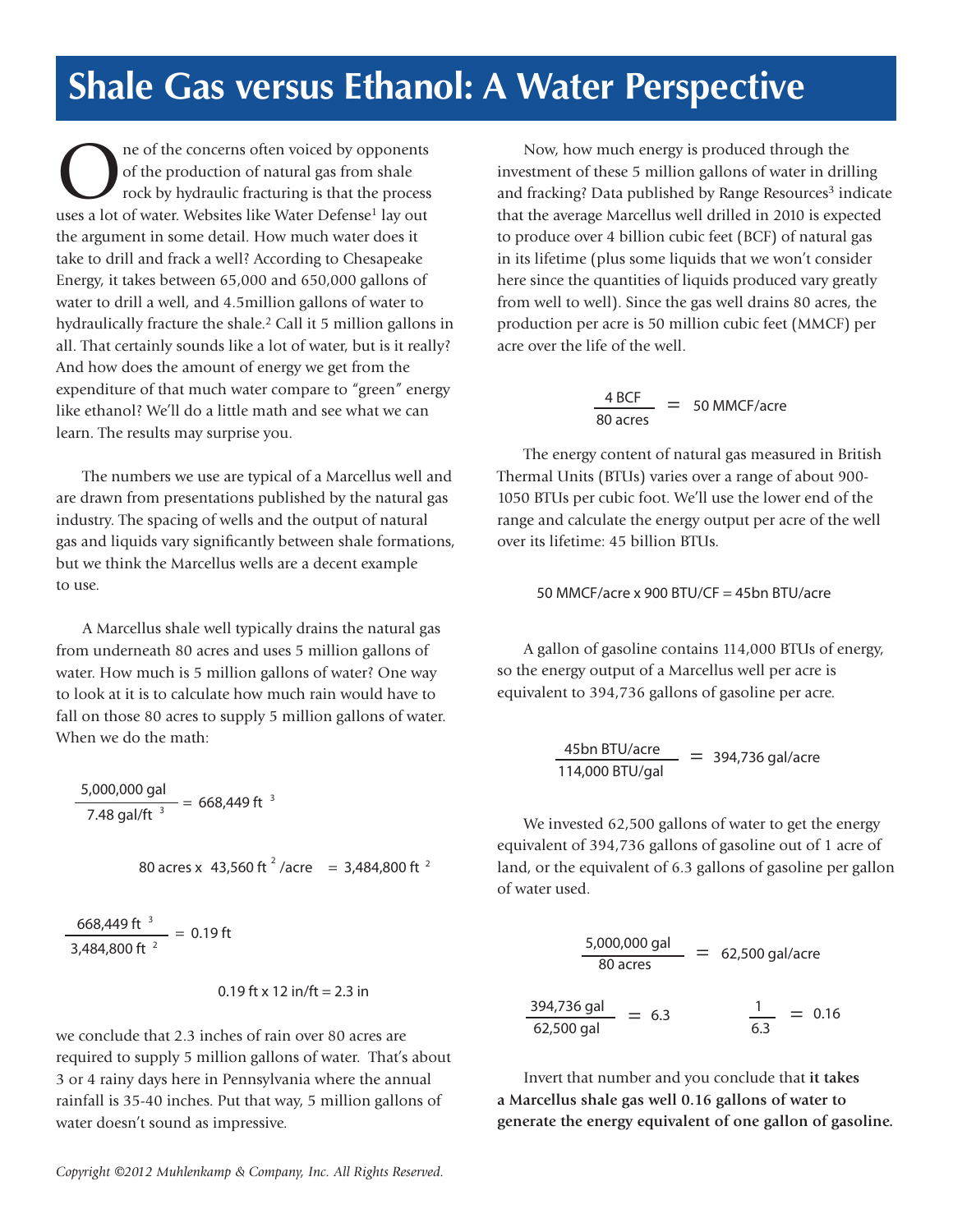# Shale Gas versus Ethanol: A Water Perspective

One of the concerns often voiced by opponents of the production of natural gas from shale rock by hydraulic fracturing is that the process uses a lot of water. Websites like Water Defense[1] lay out the argument in some detail. How much water does it take to drill and frack a well? According to Chesapeake Energy, it takes between 65,000 and 650,000 gallons of water to drill a well, and 4.5million gallons of water to hydraulically fracture the shale.[2] Call it 5 million gallons in all. That certainly sounds like a lot of water, but is it really? And how does the amount of energy we get from the expenditure of that much water compare to "green" energy like ethanol? We'll do a little math and see what we can learn. The results may surprise you.

The numbers we use are typical of a Marcellus well and are drawn from presentations published by the natural gas industry. The spacing of wells and the output of natural gas and liquids vary significantly between shale formations, but we think the Marcellus wells are a decent example to use.

A Marcellus shale well typically drains the natural gas from underneath 80 acres and uses 5 million gallons of water. How much is 5 million gallons of water? One way to look at it is to calculate how much rain would have to fall on those 80 acres to supply 5 million gallons of water. When we do the math:

$$\frac{5{,}000{,}000 \text{ gal}}{7.48 \text{ gal/ft}^3} = 668{,}449 \text{ ft}^3$$

$$80 \text{ acres} \times 43{,}560 \text{ ft}^2\text{/acre} = 3{,}484{,}800 \text{ ft}^2$$

$$\frac{668{,}449 \text{ ft}^3}{3{,}484{,}800 \text{ ft}^2} = 0.19 \text{ ft}$$

$$0.19 \text{ ft} \times 12 \text{ in/ft} = 2.3 \text{ in}$$

we conclude that 2.3 inches of rain over 80 acres are required to supply 5 million gallons of water. That's about 3 or 4 rainy days here in Pennsylvania where the annual rainfall is 35-40 inches. Put that way, 5 million gallons of water doesn't sound as impressive.

Now, how much energy is produced through the investment of these 5 million gallons of water in drilling and fracking? Data published by Range Resources[3] indicate that the average Marcellus well drilled in 2010 is expected to produce over 4 billion cubic feet (BCF) of natural gas in its lifetime (plus some liquids that we won't consider here since the quantities of liquids produced vary greatly from well to well). Since the gas well drains 80 acres, the production per acre is 50 million cubic feet (MMCF) per acre over the life of the well.

$$\frac{4 \text{ BCF}}{80 \text{ acres}} = 50 \text{ MMCF/acre}$$

The energy content of natural gas measured in British Thermal Units (BTUs) varies over a range of about 900-1050 BTUs per cubic foot. We'll use the lower end of the range and calculate the energy output per acre of the well over its lifetime: 45 billion BTUs.

$$50 \text{ MMCF/acre} \times 900 \text{ BTU/CF} = 45\text{bn BTU/acre}$$

A gallon of gasoline contains 114,000 BTUs of energy, so the energy output of a Marcellus well per acre is equivalent to 394,736 gallons of gasoline per acre.

$$\frac{45\text{bn BTU/acre}}{114{,}000 \text{ BTU/gal}} = 394{,}736 \text{ gal/acre}$$

We invested 62,500 gallons of water to get the energy equivalent of 394,736 gallons of gasoline out of 1 acre of land, or the equivalent of 6.3 gallons of gasoline per gallon of water used.

$$\frac{5{,}000{,}000 \text{ gal}}{80 \text{ acres}} = 62{,}500 \text{ gal/acre}$$

$$\frac{394{,}736 \text{ gal}}{62{,}500 \text{ gal}} = 6.3 \qquad \frac{1}{6.3} = 0.16$$

Invert that number and you conclude that **it takes a Marcellus shale gas well 0.16 gallons of water to generate the energy equivalent of one gallon of gasoline.**

*Copyright ©2012 Muhlenkamp & Company, Inc. All Rights Reserved.*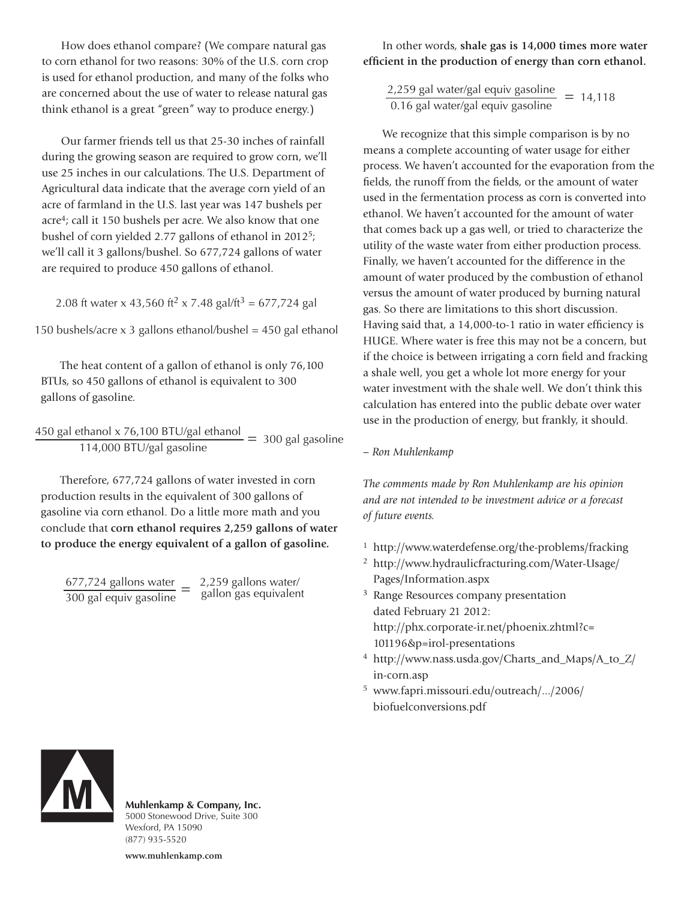How does ethanol compare? (We compare natural gas to corn ethanol for two reasons: 30% of the U.S. corn crop is used for ethanol production, and many of the folks who are concerned about the use of water to release natural gas think ethanol is a great "green" way to produce energy.)

Our farmer friends tell us that 25-30 inches of rainfall during the growing season are required to grow corn, we'll use 25 inches in our calculations. The U.S. Department of Agricultural data indicate that the average corn yield of an acre of farmland in the U.S. last year was 147 bushels per acre[4]; call it 150 bushels per acre. We also know that one bushel of corn yielded 2.77 gallons of ethanol in 2012[5]; we'll call it 3 gallons/bushel. So 677,724 gallons of water are required to produce 450 gallons of ethanol.

$$2.08 \text{ ft water} \times 43{,}560 \text{ ft}^2 \times 7.48 \text{ gal/ft}^3 = 677{,}724 \text{ gal}$$

$$150 \text{ bushels/acre} \times 3 \text{ gallons ethanol/bushel} = 450 \text{ gal ethanol}$$

The heat content of a gallon of ethanol is only 76,100 BTUs, so 450 gallons of ethanol is equivalent to 300 gallons of gasoline.

$$\frac{450 \text{ gal ethanol} \times 76{,}100 \text{ BTU/gal ethanol}}{114{,}000 \text{ BTU/gal gasoline}} = 300 \text{ gal gasoline}$$

Therefore, 677,724 gallons of water invested in corn production results in the equivalent of 300 gallons of gasoline via corn ethanol. Do a little more math and you conclude that **corn ethanol requires 2,259 gallons of water to produce the energy equivalent of a gallon of gasoline.**

$$\frac{677{,}724 \text{ gallons water}}{300 \text{ gal equiv gasoline}} = \text{2,259 gallons water/ gallon gas equivalent}$$

In other words, **shale gas is 14,000 times more water efficient in the production of energy than corn ethanol.**

$$\frac{2{,}259 \text{ gal water/gal equiv gasoline}}{0.16 \text{ gal water/gal equiv gasoline}} = 14{,}118$$

We recognize that this simple comparison is by no means a complete accounting of water usage for either process. We haven't accounted for the evaporation from the fields, the runoff from the fields, or the amount of water used in the fermentation process as corn is converted into ethanol. We haven't accounted for the amount of water that comes back up a gas well, or tried to characterize the utility of the waste water from either production process. Finally, we haven't accounted for the difference in the amount of water produced by the combustion of ethanol versus the amount of water produced by burning natural gas. So there are limitations to this short discussion. Having said that, a 14,000-to-1 ratio in water efficiency is HUGE. Where water is free this may not be a concern, but if the choice is between irrigating a corn field and fracking a shale well, you get a whole lot more energy for your water investment with the shale well. We don't think this calculation has entered into the public debate over water use in the production of energy, but frankly, it should.

*– Ron Muhlenkamp*

*The comments made by Ron Muhlenkamp are his opinion and are not intended to be investment advice or a forecast of future events.*

1. http://www.waterdefense.org/the-problems/fracking
2. http://www.hydraulicfracturing.com/Water-Usage/Pages/Information.aspx
3. Range Resources company presentation dated February 21 2012: http://phx.corporate-ir.net/phoenix.zhtml?c=101196&p=irol-presentations
4. http://www.nass.usda.gov/Charts_and_Maps/A_to_Z/in-corn.asp
5. www.fapri.missouri.edu/outreach/.../2006/biofuelconversions.pdf

**Muhlenkamp & Company, Inc.**
5000 Stonewood Drive, Suite 300
Wexford, PA 15090
(877) 935-5520

**www.muhlenkamp.com**